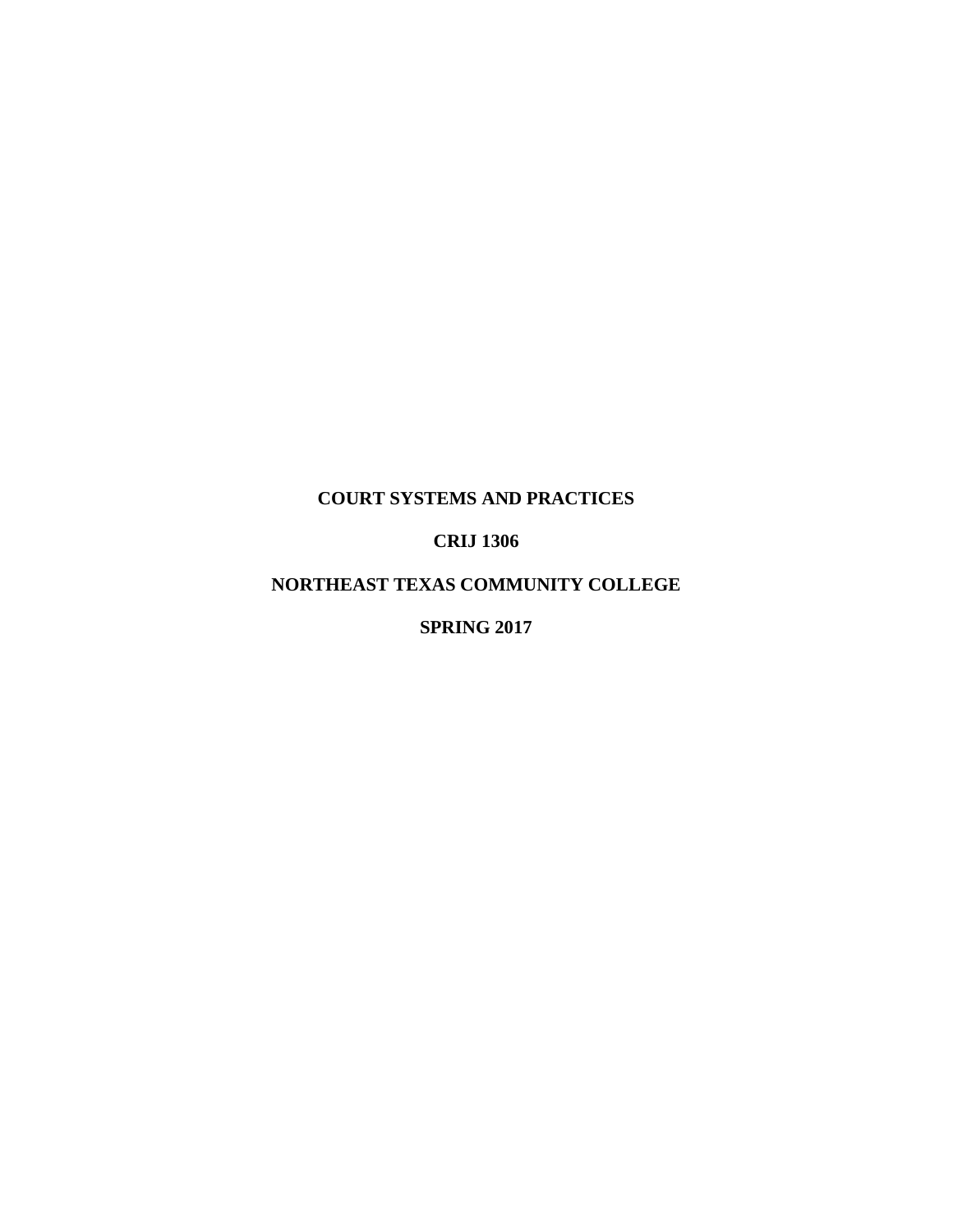**COURT SYSTEMS AND PRACTICES**

**CRIJ 1306**

**NORTHEAST TEXAS COMMUNITY COLLEGE**

**SPRING 2017**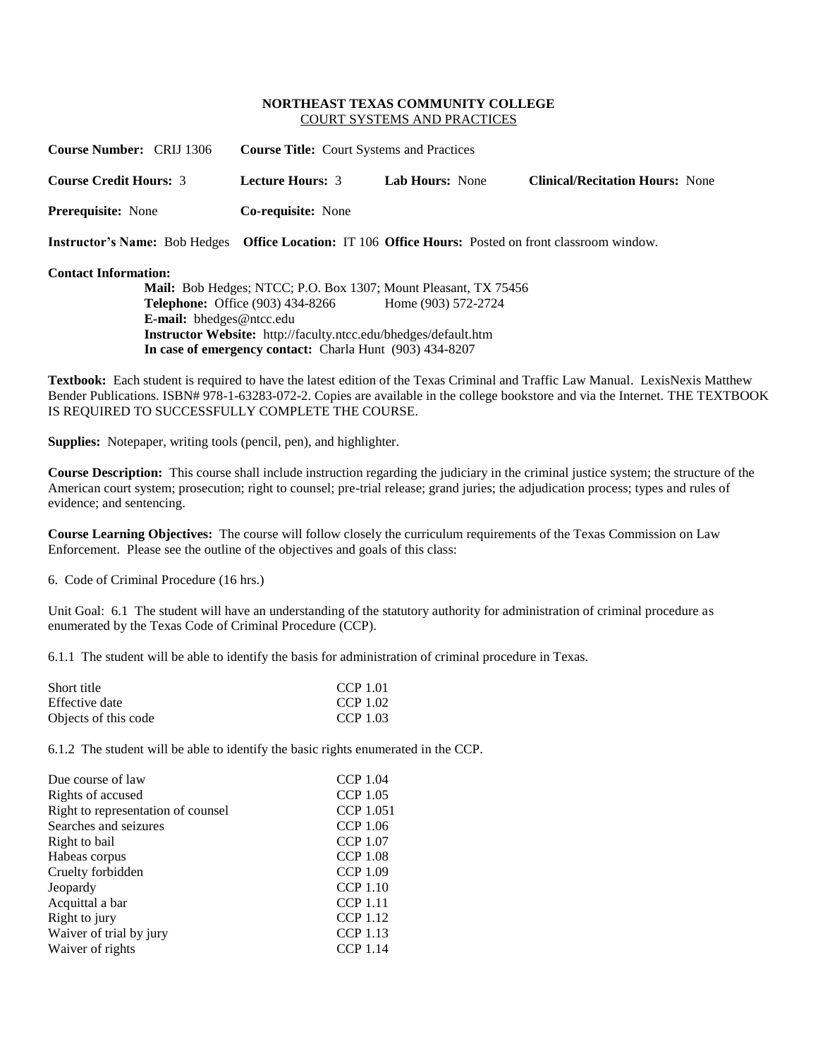**NORTHEAST TEXAS COMMUNITY COLLEGE**
COURT SYSTEMS AND PRACTICES

**Course Number:** CRIJ 1306 **Course Title:** Court Systems and Practices

**Course Credit Hours:** 3 **Lecture Hours:** 3 **Lab Hours:** None **Clinical/Recitation Hours:** None

**Prerequisite:** None **Co-requisite:** None

**Instructor's Name:** Bob Hedges **Office Location:** IT 106 **Office Hours:** Posted on front classroom window.

**Contact Information:**

**Mail:** Bob Hedges; NTCC; P.O. Box 1307; Mount Pleasant, TX 75456
**Telephone:** Office (903) 434-8266 Home (903) 572-2724
**E-mail:** bhedges@ntcc.edu
**Instructor Website:** http://faculty.ntcc.edu/bhedges/default.htm
**In case of emergency contact:** Charla Hunt (903) 434-8207

**Textbook:** Each student is required to have the latest edition of the Texas Criminal and Traffic Law Manual. LexisNexis Matthew Bender Publications. ISBN# 978-1-63283-072-2. Copies are available in the college bookstore and via the Internet. THE TEXTBOOK IS REQUIRED TO SUCCESSFULLY COMPLETE THE COURSE.

**Supplies:** Notepaper, writing tools (pencil, pen), and highlighter.

**Course Description:** This course shall include instruction regarding the judiciary in the criminal justice system; the structure of the American court system; prosecution; right to counsel; pre-trial release; grand juries; the adjudication process; types and rules of evidence; and sentencing.

**Course Learning Objectives:** The course will follow closely the curriculum requirements of the Texas Commission on Law Enforcement. Please see the outline of the objectives and goals of this class:

6. Code of Criminal Procedure (16 hrs.)

Unit Goal: 6.1 The student will have an understanding of the statutory authority for administration of criminal procedure as enumerated by the Texas Code of Criminal Procedure (CCP).

6.1.1 The student will be able to identify the basis for administration of criminal procedure in Texas.

| | |
|---|---|
| Short title | CCP 1.01 |
| Effective date | CCP 1.02 |
| Objects of this code | CCP 1.03 |

6.1.2 The student will be able to identify the basic rights enumerated in the CCP.

| | |
|---|---|
| Due course of law | CCP 1.04 |
| Rights of accused | CCP 1.05 |
| Right to representation of counsel | CCP 1.051 |
| Searches and seizures | CCP 1.06 |
| Right to bail | CCP 1.07 |
| Habeas corpus | CCP 1.08 |
| Cruelty forbidden | CCP 1.09 |
| Jeopardy | CCP 1.10 |
| Acquittal a bar | CCP 1.11 |
| Right to jury | CCP 1.12 |
| Waiver of trial by jury | CCP 1.13 |
| Waiver of rights | CCP 1.14 |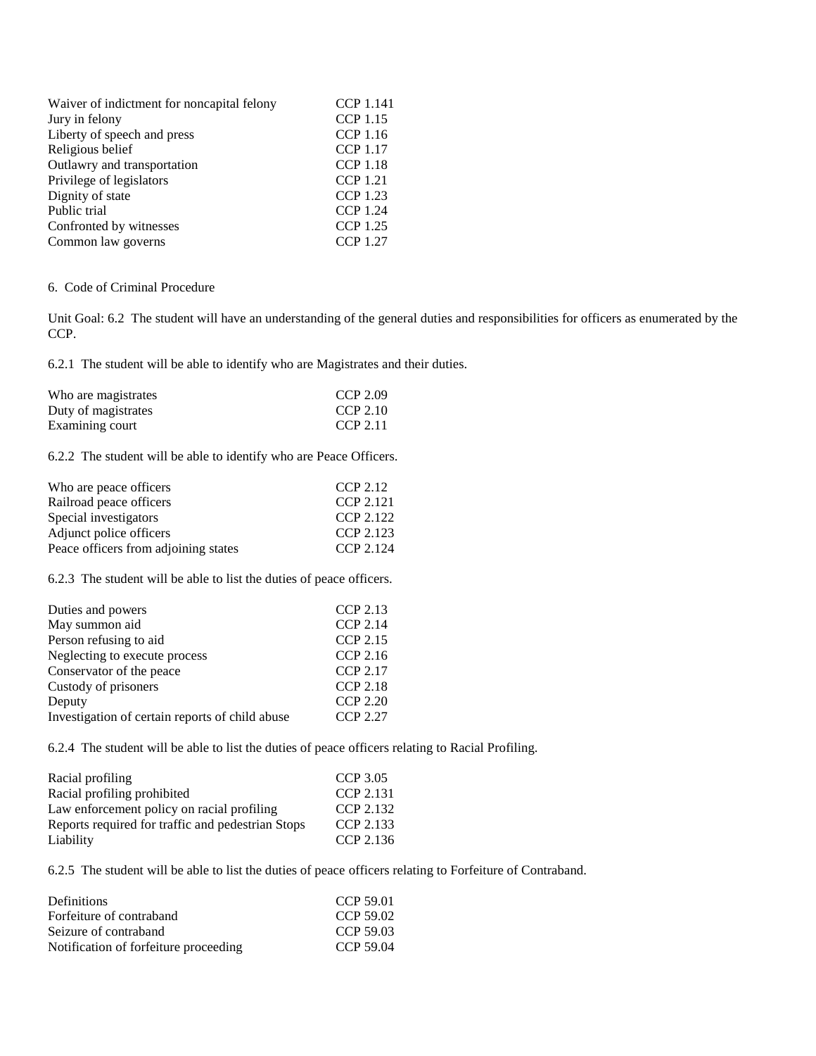| | |
|---|---|
| Waiver of indictment for noncapital felony | CCP 1.141 |
| Jury in felony | CCP 1.15 |
| Liberty of speech and press | CCP 1.16 |
| Religious belief | CCP 1.17 |
| Outlawry and transportation | CCP 1.18 |
| Privilege of legislators | CCP 1.21 |
| Dignity of state | CCP 1.23 |
| Public trial | CCP 1.24 |
| Confronted by witnesses | CCP 1.25 |
| Common law governs | CCP 1.27 |

6. Code of Criminal Procedure

Unit Goal: 6.2 The student will have an understanding of the general duties and responsibilities for officers as enumerated by the CCP.

6.2.1 The student will be able to identify who are Magistrates and their duties.

| | |
|---|---|
| Who are magistrates | CCP 2.09 |
| Duty of magistrates | CCP 2.10 |
| Examining court | CCP 2.11 |

6.2.2 The student will be able to identify who are Peace Officers.

| | |
|---|---|
| Who are peace officers | CCP 2.12 |
| Railroad peace officers | CCP 2.121 |
| Special investigators | CCP 2.122 |
| Adjunct police officers | CCP 2.123 |
| Peace officers from adjoining states | CCP 2.124 |

6.2.3 The student will be able to list the duties of peace officers.

| | |
|---|---|
| Duties and powers | CCP 2.13 |
| May summon aid | CCP 2.14 |
| Person refusing to aid | CCP 2.15 |
| Neglecting to execute process | CCP 2.16 |
| Conservator of the peace | CCP 2.17 |
| Custody of prisoners | CCP 2.18 |
| Deputy | CCP 2.20 |
| Investigation of certain reports of child abuse | CCP 2.27 |

6.2.4 The student will be able to list the duties of peace officers relating to Racial Profiling.

| | |
|---|---|
| Racial profiling | CCP 3.05 |
| Racial profiling prohibited | CCP 2.131 |
| Law enforcement policy on racial profiling | CCP 2.132 |
| Reports required for traffic and pedestrian Stops | CCP 2.133 |
| Liability | CCP 2.136 |

6.2.5 The student will be able to list the duties of peace officers relating to Forfeiture of Contraband.

| | |
|---|---|
| Definitions | CCP 59.01 |
| Forfeiture of contraband | CCP 59.02 |
| Seizure of contraband | CCP 59.03 |
| Notification of forfeiture proceeding | CCP 59.04 |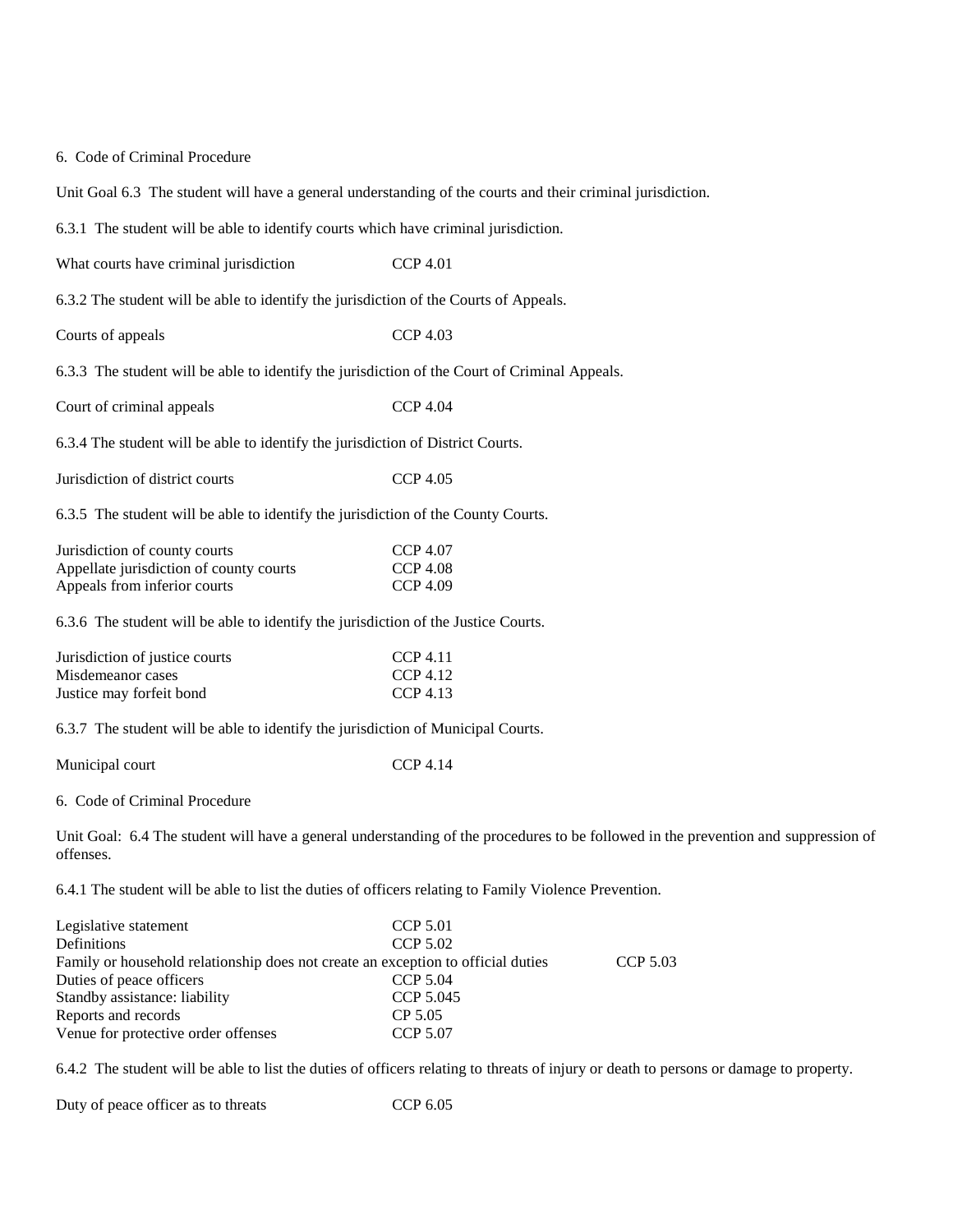6. Code of Criminal Procedure

Unit Goal 6.3 The student will have a general understanding of the courts and their criminal jurisdiction.

6.3.1 The student will be able to identify courts which have criminal jurisdiction.

| | |
|---|---|
| What courts have criminal jurisdiction | CCP 4.01 |

6.3.2 The student will be able to identify the jurisdiction of the Courts of Appeals.

| | |
|---|---|
| Courts of appeals | CCP 4.03 |

6.3.3 The student will be able to identify the jurisdiction of the Court of Criminal Appeals.

| | |
|---|---|
| Court of criminal appeals | CCP 4.04 |

6.3.4 The student will be able to identify the jurisdiction of District Courts.

| | |
|---|---|
| Jurisdiction of district courts | CCP 4.05 |

6.3.5 The student will be able to identify the jurisdiction of the County Courts.

| | |
|---|---|
| Jurisdiction of county courts | CCP 4.07 |
| Appellate jurisdiction of county courts | CCP 4.08 |
| Appeals from inferior courts | CCP 4.09 |

6.3.6 The student will be able to identify the jurisdiction of the Justice Courts.

| | |
|---|---|
| Jurisdiction of justice courts | CCP 4.11 |
| Misdemeanor cases | CCP 4.12 |
| Justice may forfeit bond | CCP 4.13 |

6.3.7 The student will be able to identify the jurisdiction of Municipal Courts.

| | |
|---|---|
| Municipal court | CCP 4.14 |

6. Code of Criminal Procedure

Unit Goal: 6.4 The student will have a general understanding of the procedures to be followed in the prevention and suppression of offenses.

6.4.1 The student will be able to list the duties of officers relating to Family Violence Prevention.

| | |
|---|---|
| Legislative statement | CCP 5.01 |
| Definitions | CCP 5.02 |
| Family or household relationship does not create an exception to official duties | CCP 5.03 |
| Duties of peace officers | CCP 5.04 |
| Standby assistance: liability | CCP 5.045 |
| Reports and records | CP 5.05 |
| Venue for protective order offenses | CCP 5.07 |

6.4.2 The student will be able to list the duties of officers relating to threats of injury or death to persons or damage to property.

| | |
|---|---|
| Duty of peace officer as to threats | CCP 6.05 |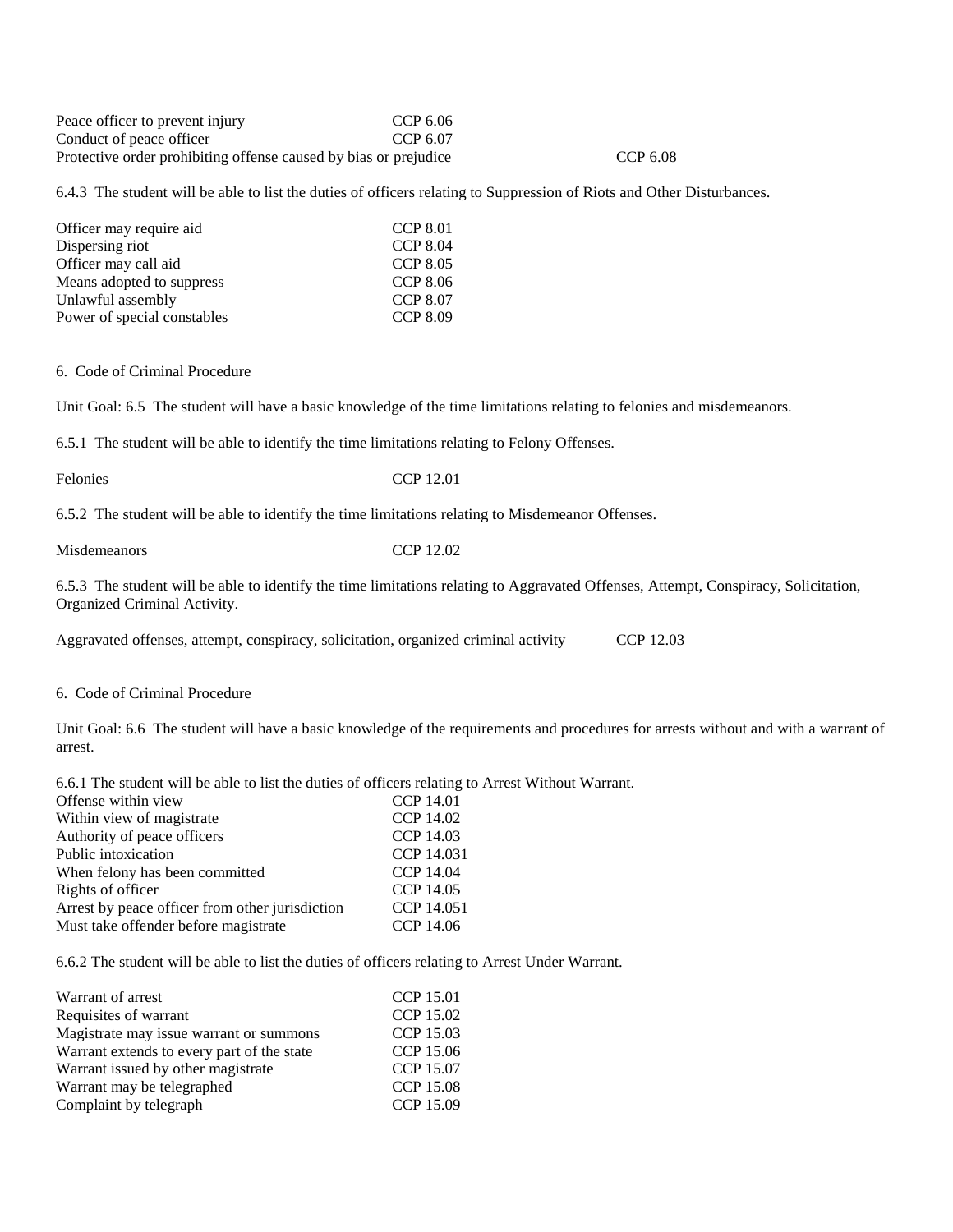| | |
|---|---|
| Peace officer to prevent injury | CCP 6.06 |
| Conduct of peace officer | CCP 6.07 |
| Protective order prohibiting offense caused by bias or prejudice | CCP 6.08 |

6.4.3 The student will be able to list the duties of officers relating to Suppression of Riots and Other Disturbances.

| | |
|---|---|
| Officer may require aid | CCP 8.01 |
| Dispersing riot | CCP 8.04 |
| Officer may call aid | CCP 8.05 |
| Means adopted to suppress | CCP 8.06 |
| Unlawful assembly | CCP 8.07 |
| Power of special constables | CCP 8.09 |

6. Code of Criminal Procedure

Unit Goal: 6.5 The student will have a basic knowledge of the time limitations relating to felonies and misdemeanors.

6.5.1 The student will be able to identify the time limitations relating to Felony Offenses.

| | |
|---|---|
| Felonies | CCP 12.01 |

6.5.2 The student will be able to identify the time limitations relating to Misdemeanor Offenses.

| | |
|---|---|
| Misdemeanors | CCP 12.02 |

6.5.3 The student will be able to identify the time limitations relating to Aggravated Offenses, Attempt, Conspiracy, Solicitation, Organized Criminal Activity.

| | |
|---|---|
| Aggravated offenses, attempt, conspiracy, solicitation, organized criminal activity | CCP 12.03 |

6. Code of Criminal Procedure

Unit Goal: 6.6 The student will have a basic knowledge of the requirements and procedures for arrests without and with a warrant of arrest.

6.6.1 The student will be able to list the duties of officers relating to Arrest Without Warrant.

| | |
|---|---|
| Offense within view | CCP 14.01 |
| Within view of magistrate | CCP 14.02 |
| Authority of peace officers | CCP 14.03 |
| Public intoxication | CCP 14.031 |
| When felony has been committed | CCP 14.04 |
| Rights of officer | CCP 14.05 |
| Arrest by peace officer from other jurisdiction | CCP 14.051 |
| Must take offender before magistrate | CCP 14.06 |

6.6.2 The student will be able to list the duties of officers relating to Arrest Under Warrant.

| | |
|---|---|
| Warrant of arrest | CCP 15.01 |
| Requisites of warrant | CCP 15.02 |
| Magistrate may issue warrant or summons | CCP 15.03 |
| Warrant extends to every part of the state | CCP 15.06 |
| Warrant issued by other magistrate | CCP 15.07 |
| Warrant may be telegraphed | CCP 15.08 |
| Complaint by telegraph | CCP 15.09 |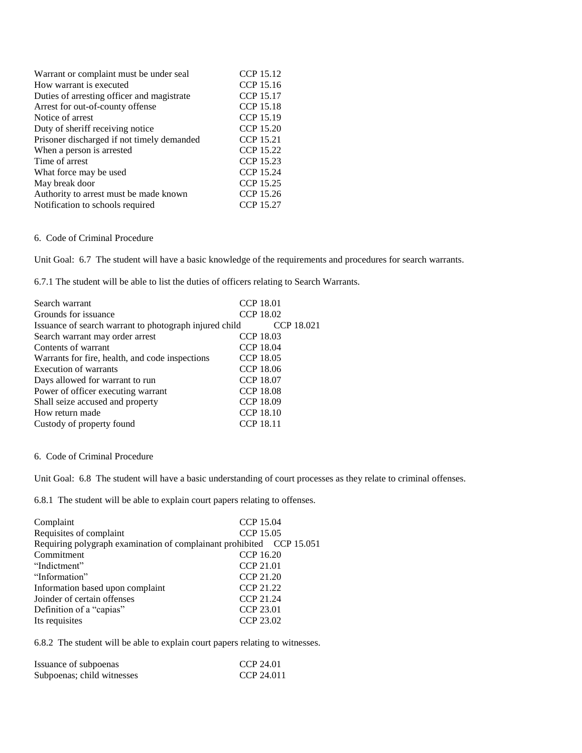| | |
|---|---|
| Warrant or complaint must be under seal | CCP 15.12 |
| How warrant is executed | CCP 15.16 |
| Duties of arresting officer and magistrate | CCP 15.17 |
| Arrest for out-of-county offense | CCP 15.18 |
| Notice of arrest | CCP 15.19 |
| Duty of sheriff receiving notice | CCP 15.20 |
| Prisoner discharged if not timely demanded | CCP 15.21 |
| When a person is arrested | CCP 15.22 |
| Time of arrest | CCP 15.23 |
| What force may be used | CCP 15.24 |
| May break door | CCP 15.25 |
| Authority to arrest must be made known | CCP 15.26 |
| Notification to schools required | CCP 15.27 |

6. Code of Criminal Procedure

Unit Goal: 6.7 The student will have a basic knowledge of the requirements and procedures for search warrants.

6.7.1 The student will be able to list the duties of officers relating to Search Warrants.

| | |
|---|---|
| Search warrant | CCP 18.01 |
| Grounds for issuance | CCP 18.02 |
| Issuance of search warrant to photograph injured child | CCP 18.021 |
| Search warrant may order arrest | CCP 18.03 |
| Contents of warrant | CCP 18.04 |
| Warrants for fire, health, and code inspections | CCP 18.05 |
| Execution of warrants | CCP 18.06 |
| Days allowed for warrant to run | CCP 18.07 |
| Power of officer executing warrant | CCP 18.08 |
| Shall seize accused and property | CCP 18.09 |
| How return made | CCP 18.10 |
| Custody of property found | CCP 18.11 |

6. Code of Criminal Procedure

Unit Goal: 6.8 The student will have a basic understanding of court processes as they relate to criminal offenses.

6.8.1 The student will be able to explain court papers relating to offenses.

| | |
|---|---|
| Complaint | CCP 15.04 |
| Requisites of complaint | CCP 15.05 |
| Requiring polygraph examination of complainant prohibited | CCP 15.051 |
| Commitment | CCP 16.20 |
| "Indictment" | CCP 21.01 |
| "Information" | CCP 21.20 |
| Information based upon complaint | CCP 21.22 |
| Joinder of certain offenses | CCP 21.24 |
| Definition of a "capias" | CCP 23.01 |
| Its requisites | CCP 23.02 |

6.8.2 The student will be able to explain court papers relating to witnesses.

| | |
|---|---|
| Issuance of subpoenas | CCP 24.01 |
| Subpoenas; child witnesses | CCP 24.011 |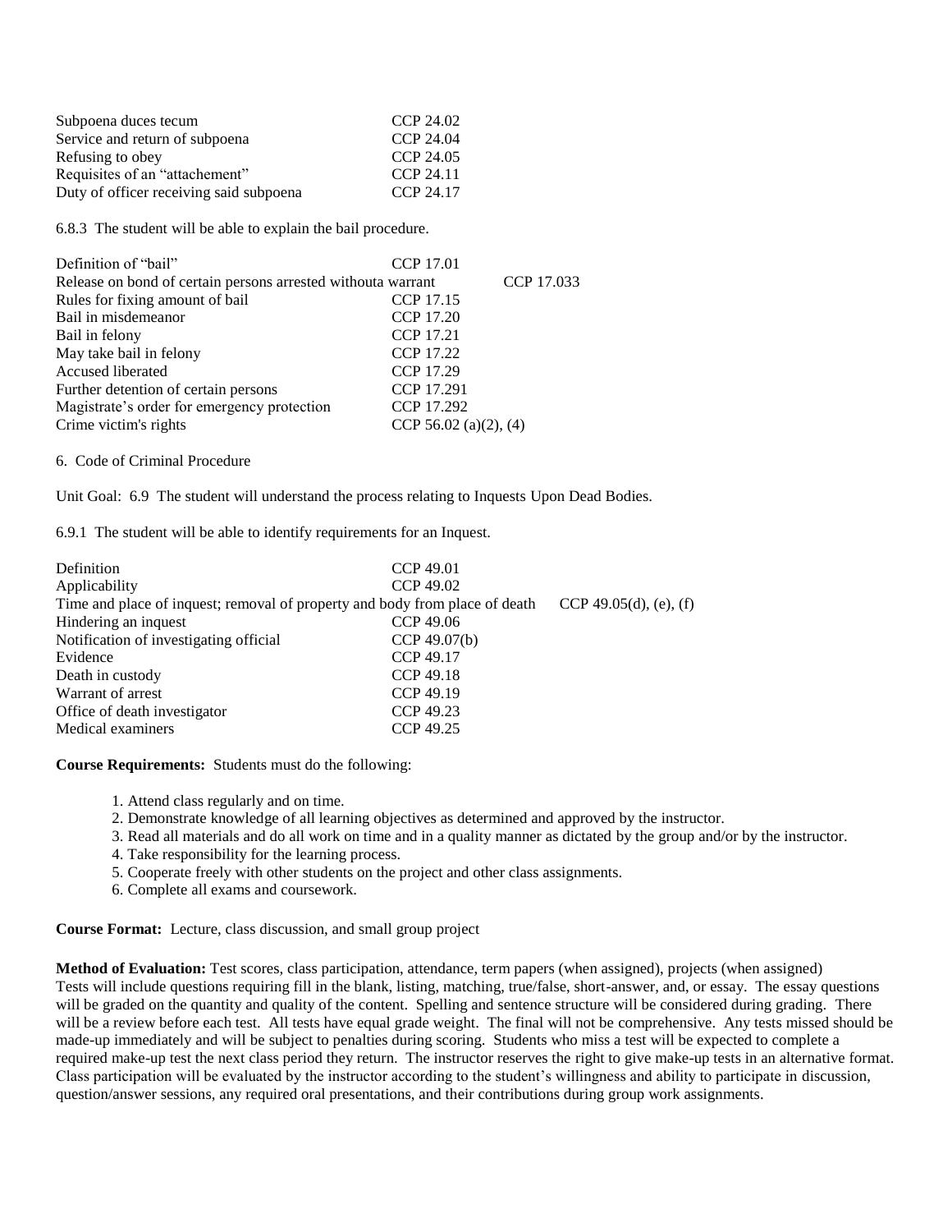| | |
|---|---|
| Subpoena duces tecum | CCP 24.02 |
| Service and return of subpoena | CCP 24.04 |
| Refusing to obey | CCP 24.05 |
| Requisites of an “attachement” | CCP 24.11 |
| Duty of officer receiving said subpoena | CCP 24.17 |

6.8.3 The student will be able to explain the bail procedure.

| | |
|---|---|
| Definition of “bail” | CCP 17.01 |
| Release on bond of certain persons arrested withouta warrant | CCP 17.033 |
| Rules for fixing amount of bail | CCP 17.15 |
| Bail in misdemeanor | CCP 17.20 |
| Bail in felony | CCP 17.21 |
| May take bail in felony | CCP 17.22 |
| Accused liberated | CCP 17.29 |
| Further detention of certain persons | CCP 17.291 |
| Magistrate’s order for emergency protection | CCP 17.292 |
| Crime victim's rights | CCP 56.02 (a)(2), (4) |

6. Code of Criminal Procedure

Unit Goal: 6.9 The student will understand the process relating to Inquests Upon Dead Bodies.

6.9.1 The student will be able to identify requirements for an Inquest.

| | |
|---|---|
| Definition | CCP 49.01 |
| Applicability | CCP 49.02 |
| Time and place of inquest; removal of property and body from place of death | CCP 49.05(d), (e), (f) |
| Hindering an inquest | CCP 49.06 |
| Notification of investigating official | CCP 49.07(b) |
| Evidence | CCP 49.17 |
| Death in custody | CCP 49.18 |
| Warrant of arrest | CCP 49.19 |
| Office of death investigator | CCP 49.23 |
| Medical examiners | CCP 49.25 |

**Course Requirements:** Students must do the following:

1. Attend class regularly and on time.
2. Demonstrate knowledge of all learning objectives as determined and approved by the instructor.
3. Read all materials and do all work on time and in a quality manner as dictated by the group and/or by the instructor.
4. Take responsibility for the learning process.
5. Cooperate freely with other students on the project and other class assignments.
6. Complete all exams and coursework.

**Course Format:** Lecture, class discussion, and small group project

**Method of Evaluation:** Test scores, class participation, attendance, term papers (when assigned), projects (when assigned) Tests will include questions requiring fill in the blank, listing, matching, true/false, short-answer, and, or essay. The essay questions will be graded on the quantity and quality of the content. Spelling and sentence structure will be considered during grading. There will be a review before each test. All tests have equal grade weight. The final will not be comprehensive. Any tests missed should be made-up immediately and will be subject to penalties during scoring. Students who miss a test will be expected to complete a required make-up test the next class period they return. The instructor reserves the right to give make-up tests in an alternative format. Class participation will be evaluated by the instructor according to the student’s willingness and ability to participate in discussion, question/answer sessions, any required oral presentations, and their contributions during group work assignments.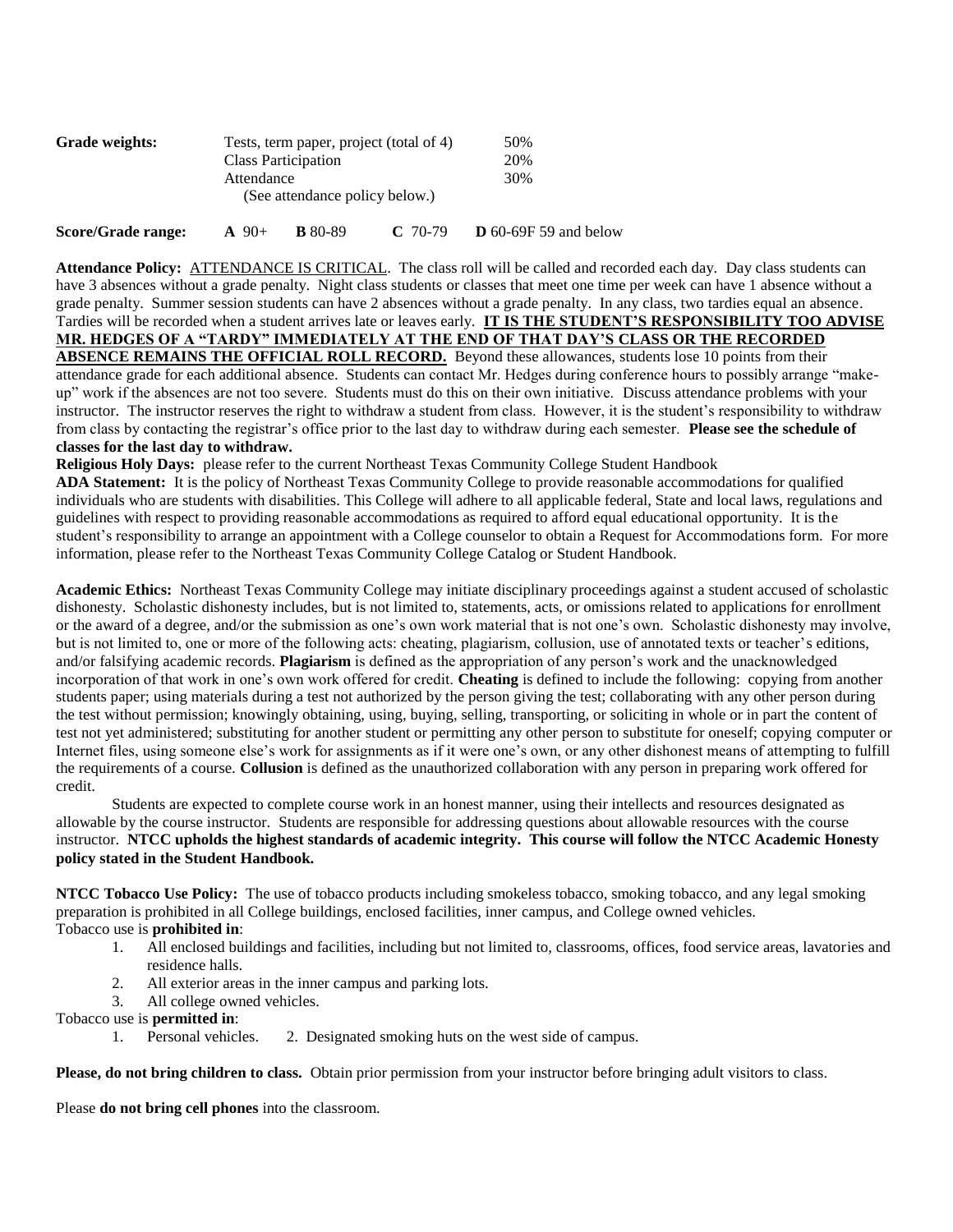| | | |
|---|---|---|
| **Grade weights:** | Tests, term paper, project (total of 4) | 50% |
| | Class Participation | 20% |
| | Attendance | 30% |
| | (See attendance policy below.) | |

**Score/Grade range:** **A** 90+ **B** 80-89 **C** 70-79 **D** 60-69F 59 and below

**Attendance Policy:** ATTENDANCE IS CRITICAL. The class roll will be called and recorded each day. Day class students can have 3 absences without a grade penalty. Night class students or classes that meet one time per week can have 1 absence without a grade penalty. Summer session students can have 2 absences without a grade penalty. In any class, two tardies equal an absence. Tardies will be recorded when a student arrives late or leaves early. **IT IS THE STUDENT'S RESPONSIBILITY TOO ADVISE MR. HEDGES OF A "TARDY" IMMEDIATELY AT THE END OF THAT DAY'S CLASS OR THE RECORDED ABSENCE REMAINS THE OFFICIAL ROLL RECORD.** Beyond these allowances, students lose 10 points from their attendance grade for each additional absence. Students can contact Mr. Hedges during conference hours to possibly arrange "make-up" work if the absences are not too severe. Students must do this on their own initiative. Discuss attendance problems with your instructor. The instructor reserves the right to withdraw a student from class. However, it is the student's responsibility to withdraw from class by contacting the registrar's office prior to the last day to withdraw during each semester. **Please see the schedule of classes for the last day to withdraw.**

**Religious Holy Days:** please refer to the current Northeast Texas Community College Student Handbook

**ADA Statement:** It is the policy of Northeast Texas Community College to provide reasonable accommodations for qualified individuals who are students with disabilities. This College will adhere to all applicable federal, State and local laws, regulations and guidelines with respect to providing reasonable accommodations as required to afford equal educational opportunity. It is the student's responsibility to arrange an appointment with a College counselor to obtain a Request for Accommodations form. For more information, please refer to the Northeast Texas Community College Catalog or Student Handbook.

**Academic Ethics:** Northeast Texas Community College may initiate disciplinary proceedings against a student accused of scholastic dishonesty. Scholastic dishonesty includes, but is not limited to, statements, acts, or omissions related to applications for enrollment or the award of a degree, and/or the submission as one's own work material that is not one's own. Scholastic dishonesty may involve, but is not limited to, one or more of the following acts: cheating, plagiarism, collusion, use of annotated texts or teacher's editions, and/or falsifying academic records. **Plagiarism** is defined as the appropriation of any person's work and the unacknowledged incorporation of that work in one's own work offered for credit. **Cheating** is defined to include the following: copying from another students paper; using materials during a test not authorized by the person giving the test; collaborating with any other person during the test without permission; knowingly obtaining, using, buying, selling, transporting, or soliciting in whole or in part the content of test not yet administered; substituting for another student or permitting any other person to substitute for oneself; copying computer or Internet files, using someone else's work for assignments as if it were one's own, or any other dishonest means of attempting to fulfill the requirements of a course. **Collusion** is defined as the unauthorized collaboration with any person in preparing work offered for credit.

Students are expected to complete course work in an honest manner, using their intellects and resources designated as allowable by the course instructor. Students are responsible for addressing questions about allowable resources with the course instructor. **NTCC upholds the highest standards of academic integrity. This course will follow the NTCC Academic Honesty policy stated in the Student Handbook.**

**NTCC Tobacco Use Policy:** The use of tobacco products including smokeless tobacco, smoking tobacco, and any legal smoking preparation is prohibited in all College buildings, enclosed facilities, inner campus, and College owned vehicles.

Tobacco use is **prohibited in**:

1. All enclosed buildings and facilities, including but not limited to, classrooms, offices, food service areas, lavatories and residence halls.
2. All exterior areas in the inner campus and parking lots.
3. All college owned vehicles.

Tobacco use is **permitted in**:

1. Personal vehicles.
2. Designated smoking huts on the west side of campus.

**Please, do not bring children to class.** Obtain prior permission from your instructor before bringing adult visitors to class.

Please **do not bring cell phones** into the classroom.